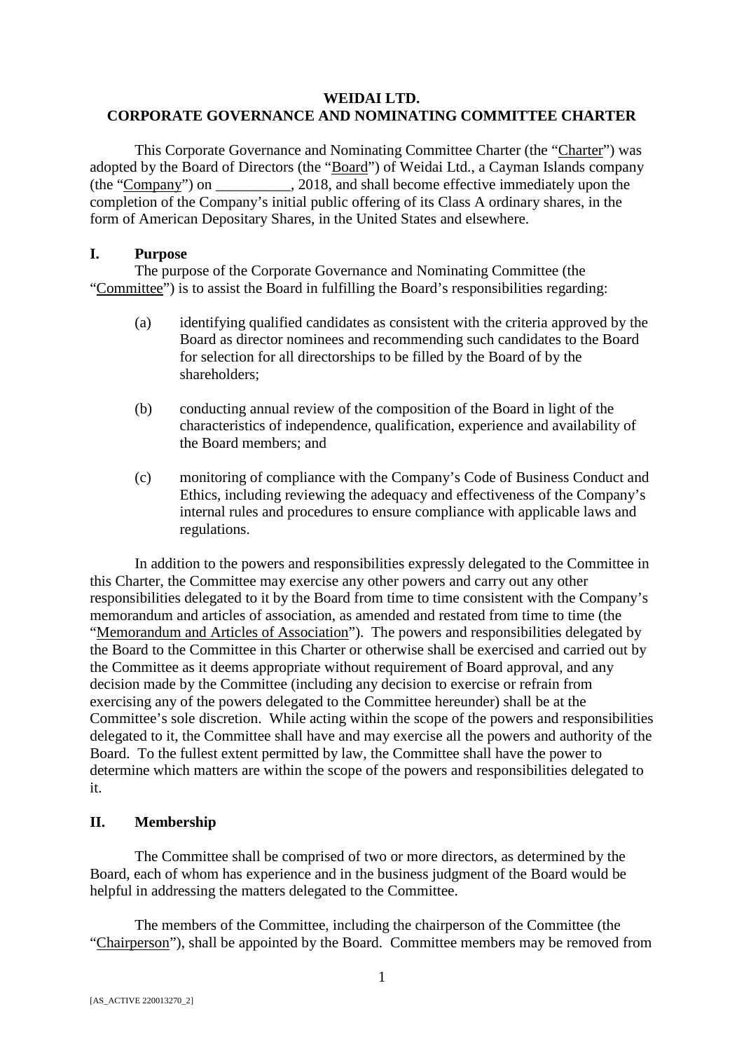# WEIDAI LTD.
# CORPORATE GOVERNANCE AND NOMINATING COMMITTEE CHARTER

This Corporate Governance and Nominating Committee Charter (the "Charter") was adopted by the Board of Directors (the "Board") of Weidai Ltd., a Cayman Islands company (the "Company") on __________, 2018, and shall become effective immediately upon the completion of the Company's initial public offering of its Class A ordinary shares, in the form of American Depositary Shares, in the United States and elsewhere.

## I. Purpose

The purpose of the Corporate Governance and Nominating Committee (the "Committee") is to assist the Board in fulfilling the Board's responsibilities regarding:

(a) identifying qualified candidates as consistent with the criteria approved by the Board as director nominees and recommending such candidates to the Board for selection for all directorships to be filled by the Board of by the shareholders;

(b) conducting annual review of the composition of the Board in light of the characteristics of independence, qualification, experience and availability of the Board members; and

(c) monitoring of compliance with the Company's Code of Business Conduct and Ethics, including reviewing the adequacy and effectiveness of the Company's internal rules and procedures to ensure compliance with applicable laws and regulations.

In addition to the powers and responsibilities expressly delegated to the Committee in this Charter, the Committee may exercise any other powers and carry out any other responsibilities delegated to it by the Board from time to time consistent with the Company's memorandum and articles of association, as amended and restated from time to time (the "Memorandum and Articles of Association"). The powers and responsibilities delegated by the Board to the Committee in this Charter or otherwise shall be exercised and carried out by the Committee as it deems appropriate without requirement of Board approval, and any decision made by the Committee (including any decision to exercise or refrain from exercising any of the powers delegated to the Committee hereunder) shall be at the Committee's sole discretion. While acting within the scope of the powers and responsibilities delegated to it, the Committee shall have and may exercise all the powers and authority of the Board. To the fullest extent permitted by law, the Committee shall have the power to determine which matters are within the scope of the powers and responsibilities delegated to it.

## II. Membership

The Committee shall be comprised of two or more directors, as determined by the Board, each of whom has experience and in the business judgment of the Board would be helpful in addressing the matters delegated to the Committee.

The members of the Committee, including the chairperson of the Committee (the "Chairperson"), shall be appointed by the Board. Committee members may be removed from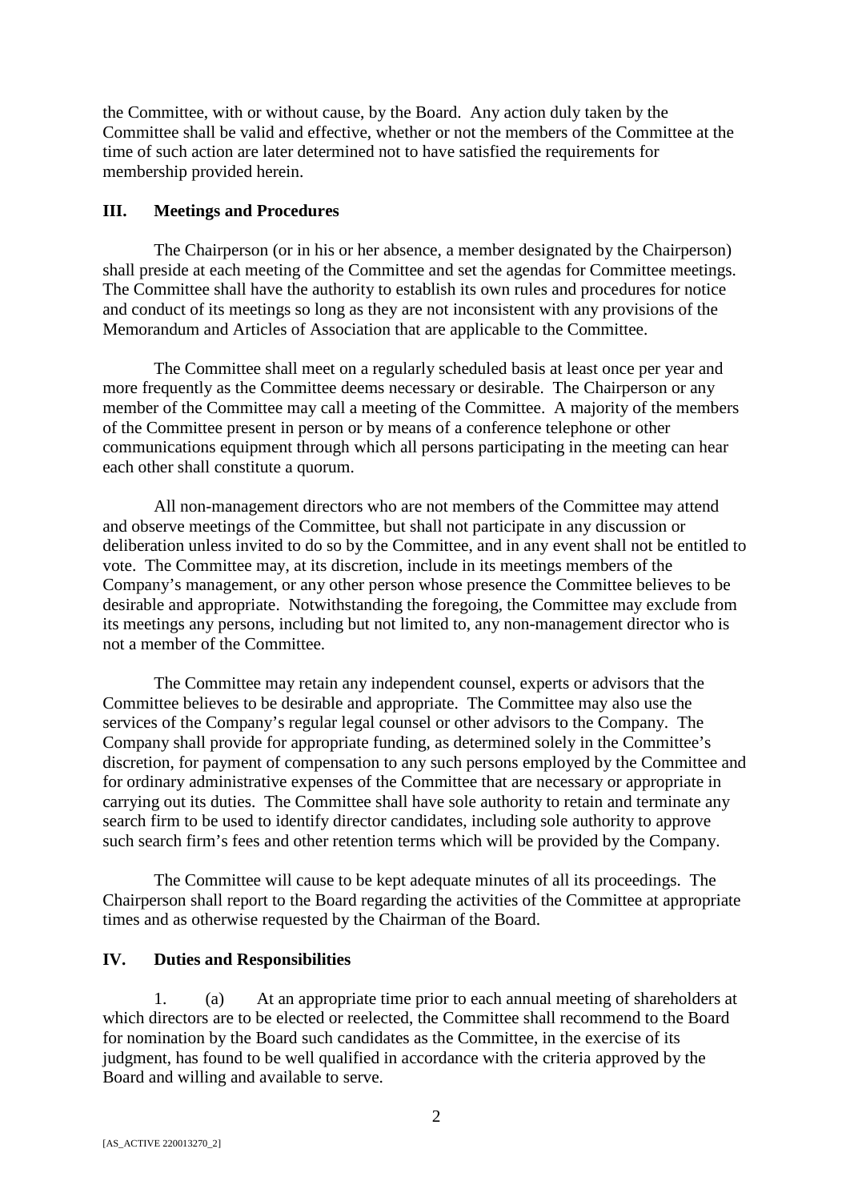the Committee, with or without cause, by the Board. Any action duly taken by the Committee shall be valid and effective, whether or not the members of the Committee at the time of such action are later determined not to have satisfied the requirements for membership provided herein.

## III. Meetings and Procedures

The Chairperson (or in his or her absence, a member designated by the Chairperson) shall preside at each meeting of the Committee and set the agendas for Committee meetings. The Committee shall have the authority to establish its own rules and procedures for notice and conduct of its meetings so long as they are not inconsistent with any provisions of the Memorandum and Articles of Association that are applicable to the Committee.

The Committee shall meet on a regularly scheduled basis at least once per year and more frequently as the Committee deems necessary or desirable. The Chairperson or any member of the Committee may call a meeting of the Committee. A majority of the members of the Committee present in person or by means of a conference telephone or other communications equipment through which all persons participating in the meeting can hear each other shall constitute a quorum.

All non-management directors who are not members of the Committee may attend and observe meetings of the Committee, but shall not participate in any discussion or deliberation unless invited to do so by the Committee, and in any event shall not be entitled to vote. The Committee may, at its discretion, include in its meetings members of the Company's management, or any other person whose presence the Committee believes to be desirable and appropriate. Notwithstanding the foregoing, the Committee may exclude from its meetings any persons, including but not limited to, any non-management director who is not a member of the Committee.

The Committee may retain any independent counsel, experts or advisors that the Committee believes to be desirable and appropriate. The Committee may also use the services of the Company's regular legal counsel or other advisors to the Company. The Company shall provide for appropriate funding, as determined solely in the Committee's discretion, for payment of compensation to any such persons employed by the Committee and for ordinary administrative expenses of the Committee that are necessary or appropriate in carrying out its duties. The Committee shall have sole authority to retain and terminate any search firm to be used to identify director candidates, including sole authority to approve such search firm's fees and other retention terms which will be provided by the Company.

The Committee will cause to be kept adequate minutes of all its proceedings. The Chairperson shall report to the Board regarding the activities of the Committee at appropriate times and as otherwise requested by the Chairman of the Board.

## IV. Duties and Responsibilities

1. (a) At an appropriate time prior to each annual meeting of shareholders at which directors are to be elected or reelected, the Committee shall recommend to the Board for nomination by the Board such candidates as the Committee, in the exercise of its judgment, has found to be well qualified in accordance with the criteria approved by the Board and willing and available to serve.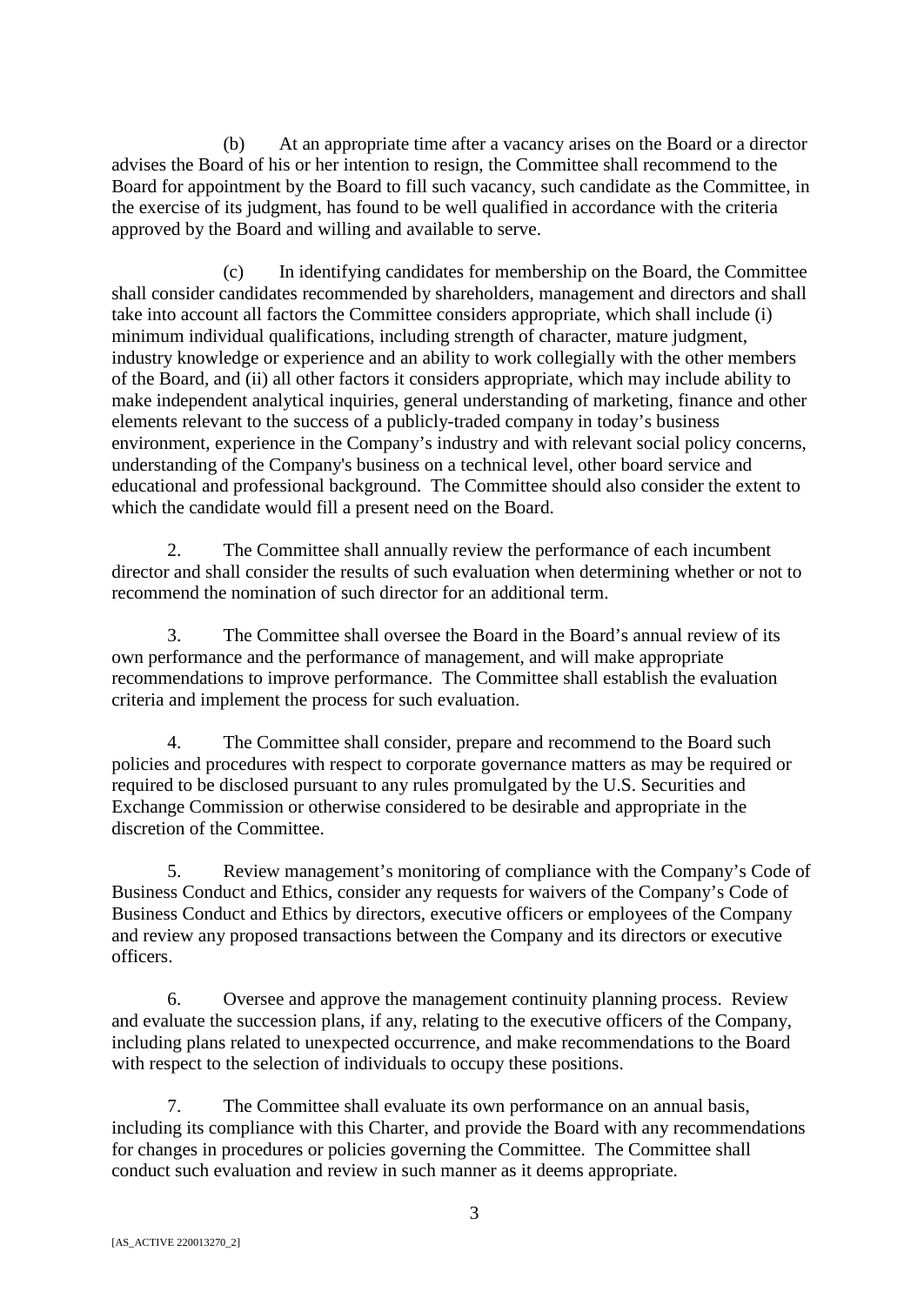(b) At an appropriate time after a vacancy arises on the Board or a director advises the Board of his or her intention to resign, the Committee shall recommend to the Board for appointment by the Board to fill such vacancy, such candidate as the Committee, in the exercise of its judgment, has found to be well qualified in accordance with the criteria approved by the Board and willing and available to serve.

(c) In identifying candidates for membership on the Board, the Committee shall consider candidates recommended by shareholders, management and directors and shall take into account all factors the Committee considers appropriate, which shall include (i) minimum individual qualifications, including strength of character, mature judgment, industry knowledge or experience and an ability to work collegially with the other members of the Board, and (ii) all other factors it considers appropriate, which may include ability to make independent analytical inquiries, general understanding of marketing, finance and other elements relevant to the success of a publicly-traded company in today's business environment, experience in the Company's industry and with relevant social policy concerns, understanding of the Company's business on a technical level, other board service and educational and professional background. The Committee should also consider the extent to which the candidate would fill a present need on the Board.

2. The Committee shall annually review the performance of each incumbent director and shall consider the results of such evaluation when determining whether or not to recommend the nomination of such director for an additional term.

3. The Committee shall oversee the Board in the Board's annual review of its own performance and the performance of management, and will make appropriate recommendations to improve performance. The Committee shall establish the evaluation criteria and implement the process for such evaluation.

4. The Committee shall consider, prepare and recommend to the Board such policies and procedures with respect to corporate governance matters as may be required or required to be disclosed pursuant to any rules promulgated by the U.S. Securities and Exchange Commission or otherwise considered to be desirable and appropriate in the discretion of the Committee.

5. Review management's monitoring of compliance with the Company's Code of Business Conduct and Ethics, consider any requests for waivers of the Company's Code of Business Conduct and Ethics by directors, executive officers or employees of the Company and review any proposed transactions between the Company and its directors or executive officers.

6. Oversee and approve the management continuity planning process. Review and evaluate the succession plans, if any, relating to the executive officers of the Company, including plans related to unexpected occurrence, and make recommendations to the Board with respect to the selection of individuals to occupy these positions.

7. The Committee shall evaluate its own performance on an annual basis, including its compliance with this Charter, and provide the Board with any recommendations for changes in procedures or policies governing the Committee. The Committee shall conduct such evaluation and review in such manner as it deems appropriate.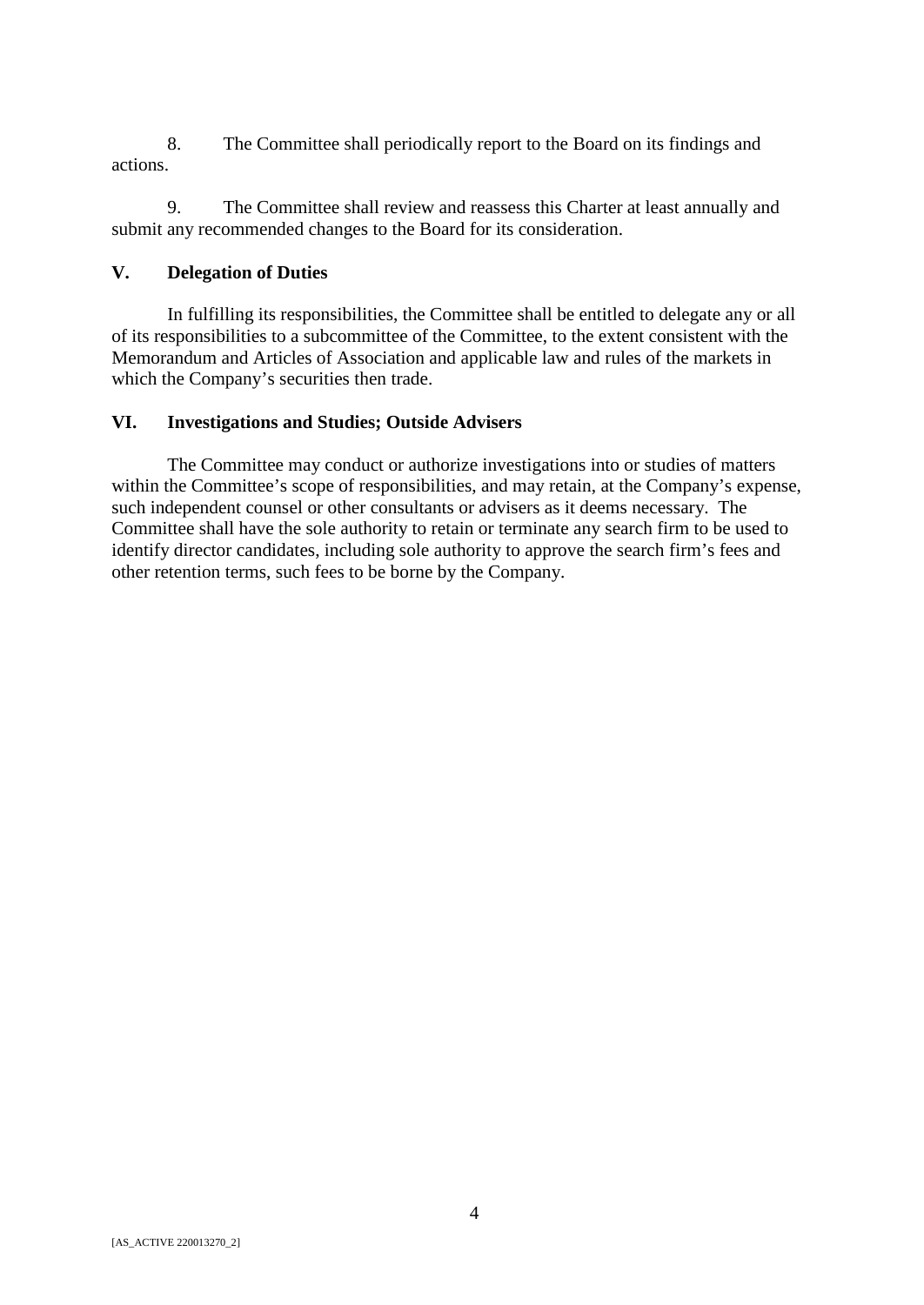8. The Committee shall periodically report to the Board on its findings and actions.

9. The Committee shall review and reassess this Charter at least annually and submit any recommended changes to the Board for its consideration.

## V. Delegation of Duties

In fulfilling its responsibilities, the Committee shall be entitled to delegate any or all of its responsibilities to a subcommittee of the Committee, to the extent consistent with the Memorandum and Articles of Association and applicable law and rules of the markets in which the Company's securities then trade.

## VI. Investigations and Studies; Outside Advisers

The Committee may conduct or authorize investigations into or studies of matters within the Committee's scope of responsibilities, and may retain, at the Company's expense, such independent counsel or other consultants or advisers as it deems necessary. The Committee shall have the sole authority to retain or terminate any search firm to be used to identify director candidates, including sole authority to approve the search firm's fees and other retention terms, such fees to be borne by the Company.

[AS_ACTIVE 220013270_2]